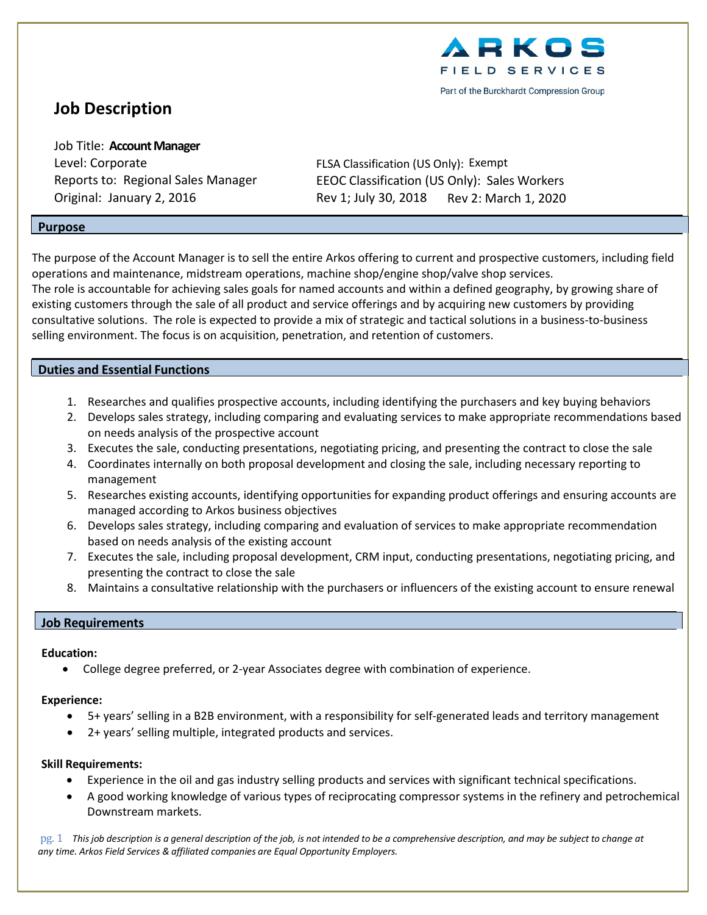ARKOS FIELD SERVICES
Part of the Burckhardt Compression Group

# Job Description

Job Title: **Account Manager**
Level: Corporate
Reports to: Regional Sales Manager
Original: January 2, 2016

FLSA Classification (US Only): Exempt
EEOC Classification (US Only): Sales Workers
Rev 1; July 30, 2018 Rev 2: March 1, 2020

## Purpose

The purpose of the Account Manager is to sell the entire Arkos offering to current and prospective customers, including field operations and maintenance, midstream operations, machine shop/engine shop/valve shop services.
The role is accountable for achieving sales goals for named accounts and within a defined geography, by growing share of existing customers through the sale of all product and service offerings and by acquiring new customers by providing consultative solutions. The role is expected to provide a mix of strategic and tactical solutions in a business-to-business selling environment. The focus is on acquisition, penetration, and retention of customers.

## Duties and Essential Functions

1. Researches and qualifies prospective accounts, including identifying the purchasers and key buying behaviors
2. Develops sales strategy, including comparing and evaluating services to make appropriate recommendations based on needs analysis of the prospective account
3. Executes the sale, conducting presentations, negotiating pricing, and presenting the contract to close the sale
4. Coordinates internally on both proposal development and closing the sale, including necessary reporting to management
5. Researches existing accounts, identifying opportunities for expanding product offerings and ensuring accounts are managed according to Arkos business objectives
6. Develops sales strategy, including comparing and evaluation of services to make appropriate recommendation based on needs analysis of the existing account
7. Executes the sale, including proposal development, CRM input, conducting presentations, negotiating pricing, and presenting the contract to close the sale
8. Maintains a consultative relationship with the purchasers or influencers of the existing account to ensure renewal

## Job Requirements

**Education:**

- College degree preferred, or 2-year Associates degree with combination of experience.

**Experience:**

- 5+ years' selling in a B2B environment, with a responsibility for self-generated leads and territory management
- 2+ years' selling multiple, integrated products and services.

**Skill Requirements:**

- Experience in the oil and gas industry selling products and services with significant technical specifications.
- A good working knowledge of various types of reciprocating compressor systems in the refinery and petrochemical Downstream markets.

*This job description is a general description of the job, is not intended to be a comprehensive description, and may be subject to change at any time. Arkos Field Services & affiliated companies are Equal Opportunity Employers.*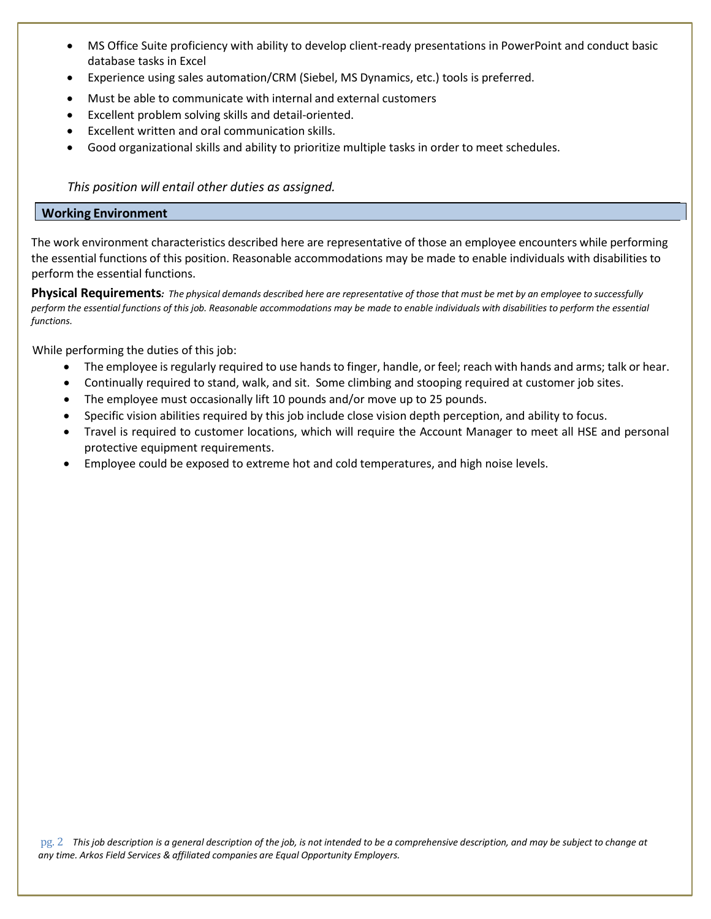- MS Office Suite proficiency with ability to develop client-ready presentations in PowerPoint and conduct basic database tasks in Excel
- Experience using sales automation/CRM (Siebel, MS Dynamics, etc.) tools is preferred.
- Must be able to communicate with internal and external customers
- Excellent problem solving skills and detail-oriented.
- Excellent written and oral communication skills.
- Good organizational skills and ability to prioritize multiple tasks in order to meet schedules.

*This position will entail other duties as assigned.*

## Working Environment

The work environment characteristics described here are representative of those an employee encounters while performing the essential functions of this position. Reasonable accommodations may be made to enable individuals with disabilities to perform the essential functions.

**Physical Requirements***: The physical demands described here are representative of those that must be met by an employee to successfully perform the essential functions of this job. Reasonable accommodations may be made to enable individuals with disabilities to perform the essential functions.*

While performing the duties of this job:

- The employee is regularly required to use hands to finger, handle, or feel; reach with hands and arms; talk or hear.
- Continually required to stand, walk, and sit. Some climbing and stooping required at customer job sites.
- The employee must occasionally lift 10 pounds and/or move up to 25 pounds.
- Specific vision abilities required by this job include close vision depth perception, and ability to focus.
- Travel is required to customer locations, which will require the Account Manager to meet all HSE and personal protective equipment requirements.
- Employee could be exposed to extreme hot and cold temperatures, and high noise levels.

*This job description is a general description of the job, is not intended to be a comprehensive description, and may be subject to change at any time. Arkos Field Services & affiliated companies are Equal Opportunity Employers.*